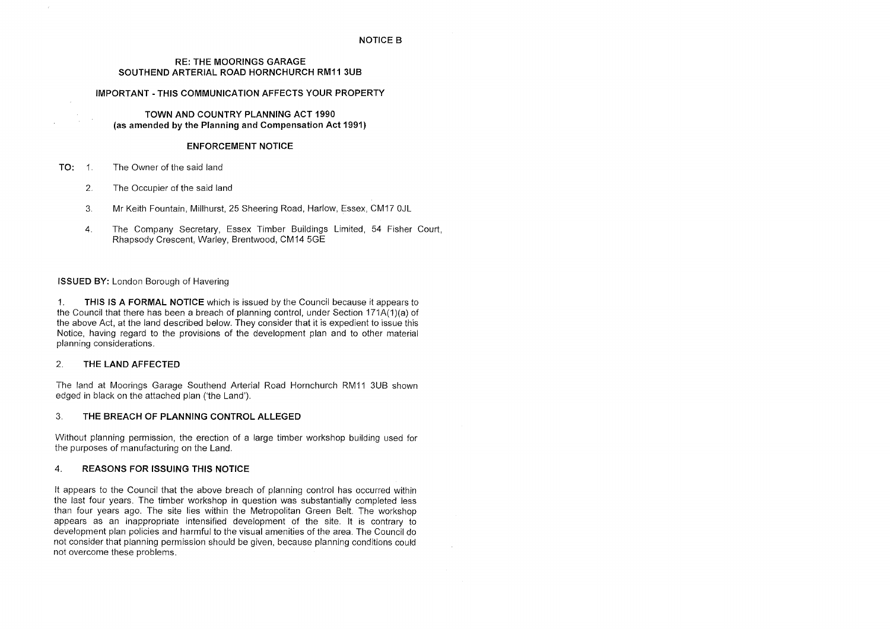NOTICE B

RE: THE MOORINGS GARAGE
SOUTHEND ARTERIAL ROAD HORNCHURCH RM11 3UB

IMPORTANT - THIS COMMUNICATION AFFECTS YOUR PROPERTY

TOWN AND COUNTRY PLANNING ACT 1990
(as amended by the Planning and Compensation Act 1991)

# ENFORCEMENT NOTICE

**TO:**

1. The Owner of the said land
2. The Occupier of the said land
3. Mr Keith Fountain, Millhurst, 25 Sheering Road, Harlow, Essex, CM17 0JL
4. The Company Secretary, Essex Timber Buildings Limited, 54 Fisher Court, Rhapsody Crescent, Warley, Brentwood, CM14 5GE

**ISSUED BY:** London Borough of Havering

1. **THIS IS A FORMAL NOTICE** which is issued by the Council because it appears to the Council that there has been a breach of planning control, under Section 171A(1)(a) of the above Act, at the land described below. They consider that it is expedient to issue this Notice, having regard to the provisions of the development plan and to other material planning considerations.

## 2. THE LAND AFFECTED

The land at Moorings Garage Southend Arterial Road Hornchurch RM11 3UB shown edged in black on the attached plan ('the Land').

## 3. THE BREACH OF PLANNING CONTROL ALLEGED

Without planning permission, the erection of a large timber workshop building used for the purposes of manufacturing on the Land.

## 4. REASONS FOR ISSUING THIS NOTICE

It appears to the Council that the above breach of planning control has occurred within the last four years. The timber workshop in question was substantially completed less than four years ago. The site lies within the Metropolitan Green Belt. The workshop appears as an inappropriate intensified development of the site. It is contrary to development plan policies and harmful to the visual amenities of the area. The Council do not consider that planning permission should be given, because planning conditions could not overcome these problems.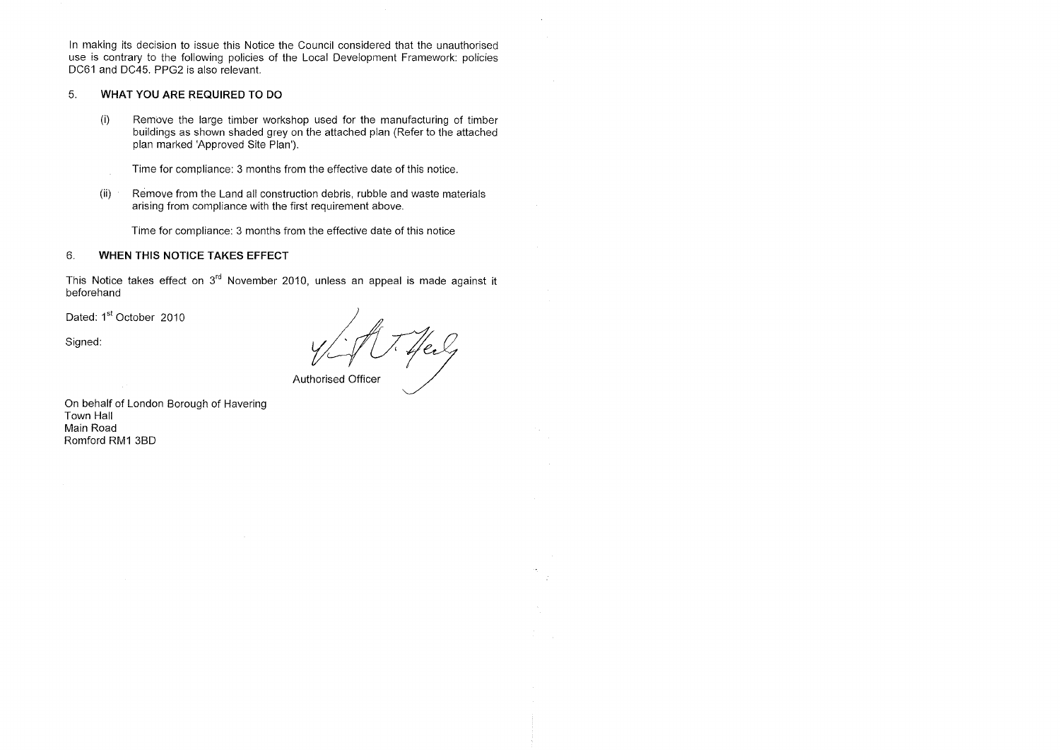In making its decision to issue this Notice the Council considered that the unauthorised use is contrary to the following policies of the Local Development Framework: policies DC61 and DC45. PPG2 is also relevant.

## 5. WHAT YOU ARE REQUIRED TO DO

(i) Remove the large timber workshop used for the manufacturing of timber buildings as shown shaded grey on the attached plan (Refer to the attached plan marked 'Approved Site Plan').

Time for compliance: 3 months from the effective date of this notice.

(ii) Remove from the Land all construction debris, rubble and waste materials arising from compliance with the first requirement above.

Time for compliance: 3 months from the effective date of this notice

## 6. WHEN THIS NOTICE TAKES EFFECT

This Notice takes effect on 3rd November 2010, unless an appeal is made against it beforehand

Dated: 1st October 2010

Signed:

Authorised Officer

On behalf of London Borough of Havering
Town Hall
Main Road
Romford RM1 3BD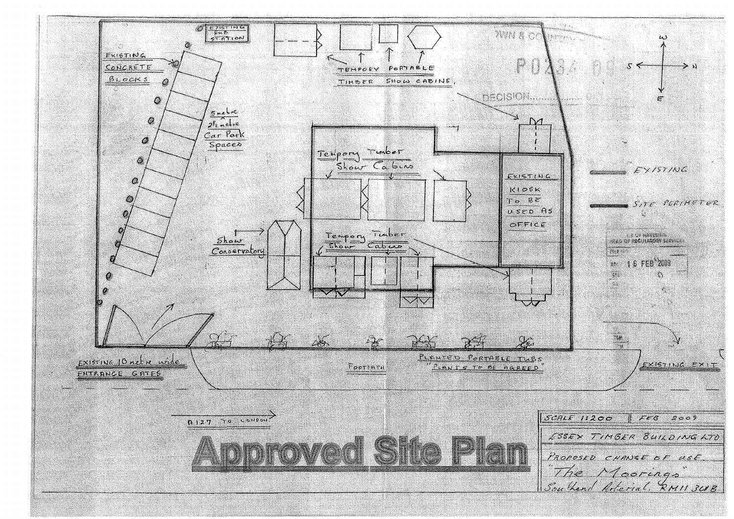EXISTING SUB STATION

EXISTING CONCRETE BLOCKS

5 metre x 2½ metre Car Park Spaces

TEMPORY PORTABLE TIMBER SHOW CABINS.

Tempory Timber Show Cabins

Tempory Timber Show Cabins

Show Conservatory

EXISTING KIOSK TO BE USED AS OFFICE

EXISTING

SITE PERIMETER

EXISTING 10 metre wide ENTRANCE GATES

FOOTPATH

PLANTED PORTABLE TUBS "PLANTS TO BE AGREED"

EXISTING EXIT

A127 TO LONDON

W S N E

P0234.09

DECISION......

16 FEB 2009

# Approved Site Plan

| SCALE 1:200 | FEB 2009 |
| --- | --- |
| ESSEX TIMBER BUILDING LTD | |
| PROPOSED CHANGE OF USE | |
| "The Moorings" | |
| Southend Arterial. RM11 3UB | |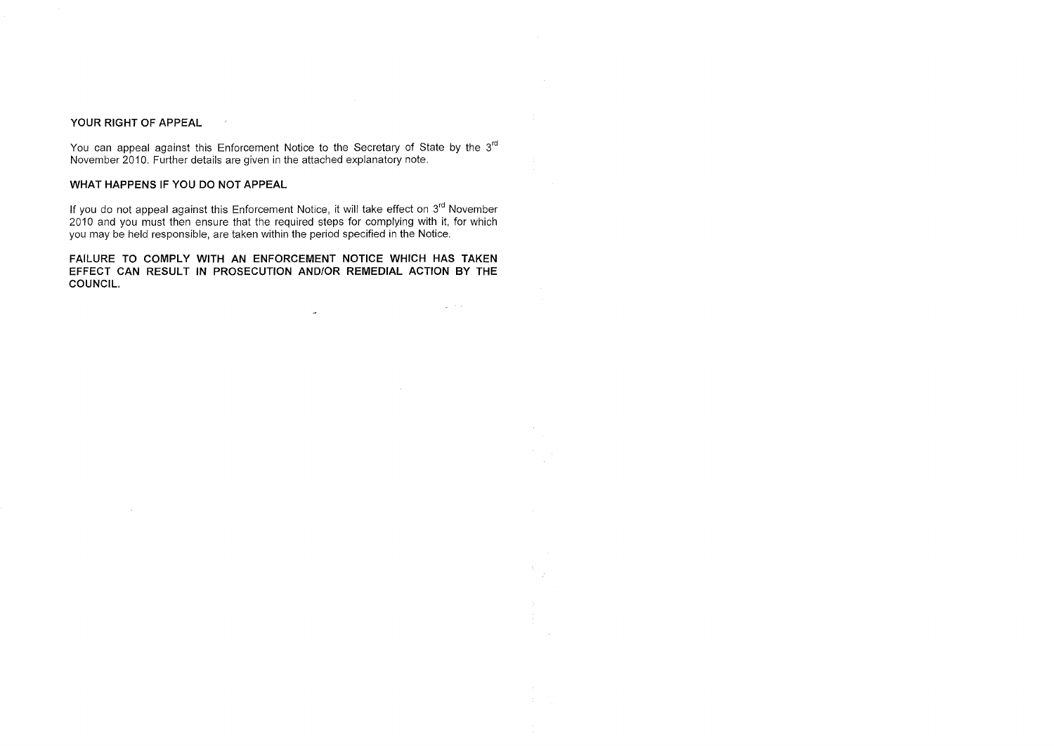## YOUR RIGHT OF APPEAL

You can appeal against this Enforcement Notice to the Secretary of State by the 3rd November 2010. Further details are given in the attached explanatory note.

## WHAT HAPPENS IF YOU DO NOT APPEAL

If you do not appeal against this Enforcement Notice, it will take effect on 3rd November 2010 and you must then ensure that the required steps for complying with it, for which you may be held responsible, are taken within the period specified in the Notice.

**FAILURE TO COMPLY WITH AN ENFORCEMENT NOTICE WHICH HAS TAKEN EFFECT CAN RESULT IN PROSECUTION AND/OR REMEDIAL ACTION BY THE COUNCIL.**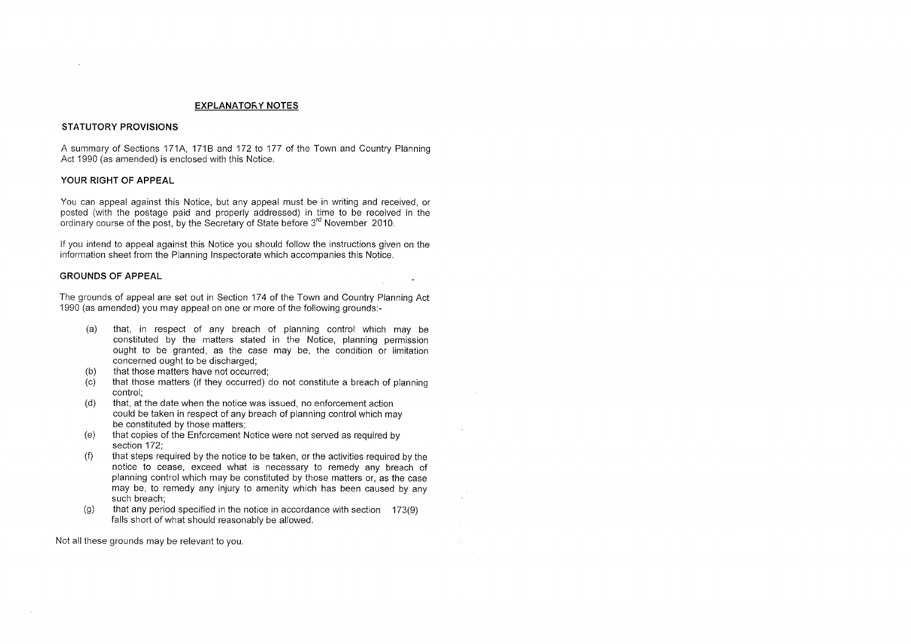## EXPLANATORY NOTES

### STATUTORY PROVISIONS

A summary of Sections 171A, 171B and 172 to 177 of the Town and Country Planning Act 1990 (as amended) is enclosed with this Notice.

### YOUR RIGHT OF APPEAL

You can appeal against this Notice, but any appeal must be in writing and received, or posted (with the postage paid and properly addressed) in time to be received in the ordinary course of the post, by the Secretary of State before 3rd November 2010.

If you intend to appeal against this Notice you should follow the instructions given on the information sheet from the Planning Inspectorate which accompanies this Notice.

### GROUNDS OF APPEAL

The grounds of appeal are set out in Section 174 of the Town and Country Planning Act 1990 (as amended) you may appeal on one or more of the following grounds:-

- (a) that, in respect of any breach of planning control which may be constituted by the matters stated in the Notice, planning permission ought to be granted, as the case may be, the condition or limitation concerned ought to be discharged;
- (b) that those matters have not occurred;
- (c) that those matters (if they occurred) do not constitute a breach of planning control;
- (d) that, at the date when the notice was issued, no enforcement action could be taken in respect of any breach of planning control which may be constituted by those matters;
- (e) that copies of the Enforcement Notice were not served as required by section 172;
- (f) that steps required by the notice to be taken, or the activities required by the notice to cease, exceed what is necessary to remedy any breach of planning control which may be constituted by those matters or, as the case may be, to remedy any injury to amenity which has been caused by any such breach;
- (g) that any period specified in the notice in accordance with section 173(9) falls short of what should reasonably be allowed.

Not all these grounds may be relevant to you.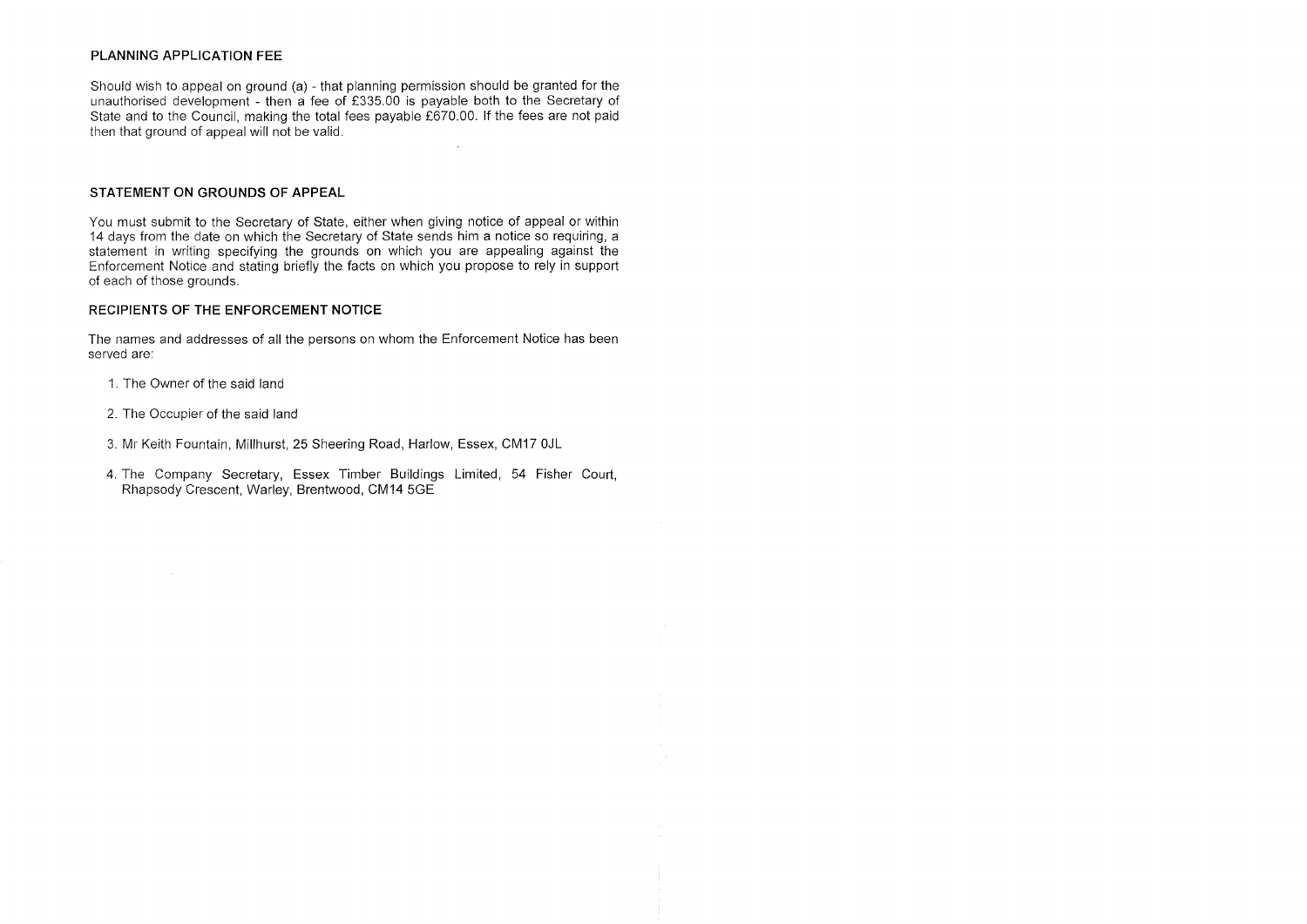### PLANNING APPLICATION FEE

Should wish to appeal on ground (a) - that planning permission should be granted for the unauthorised development - then a fee of £335.00 is payable both to the Secretary of State and to the Council, making the total fees payable £670.00. If the fees are not paid then that ground of appeal will not be valid.

### STATEMENT ON GROUNDS OF APPEAL

You must submit to the Secretary of State, either when giving notice of appeal or within 14 days from the date on which the Secretary of State sends him a notice so requiring, a statement in writing specifying the grounds on which you are appealing against the Enforcement Notice and stating briefly the facts on which you propose to rely in support of each of those grounds.

### RECIPIENTS OF THE ENFORCEMENT NOTICE

The names and addresses of all the persons on whom the Enforcement Notice has been served are:

1. The Owner of the said land
2. The Occupier of the said land
3. Mr Keith Fountain, Millhurst, 25 Sheering Road, Harlow, Essex, CM17 0JL
4. The Company Secretary, Essex Timber Buildings Limited, 54 Fisher Court, Rhapsody Crescent, Warley, Brentwood, CM14 5GE